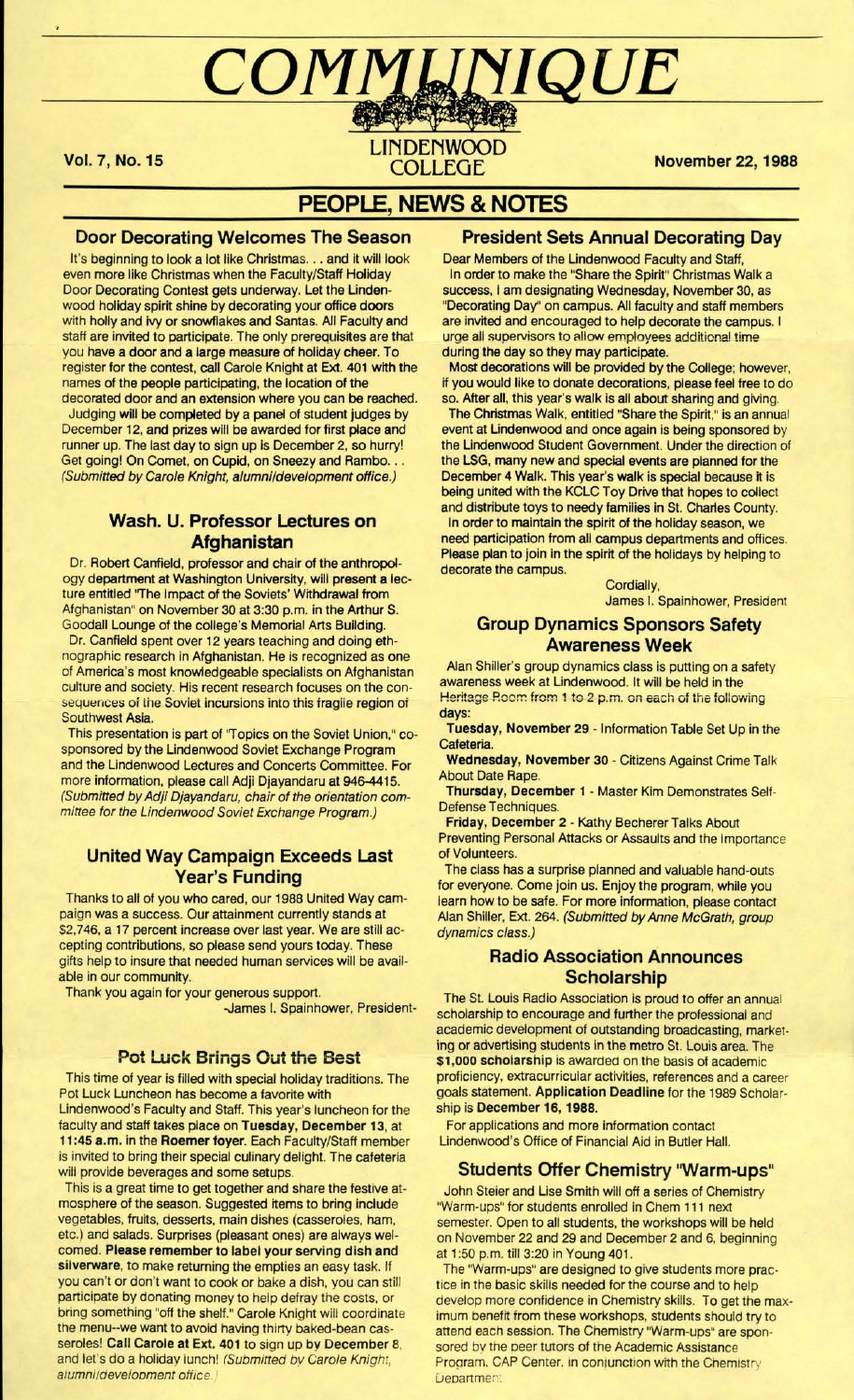# COMMUNIQUE

**LINDENWOOD COLLEGE**

**Vol. 7, No. 15** **November 22, 1988**

## PEOPLE, NEWS & NOTES

### Door Decorating Welcomes The Season

It's beginning to look a lot like Christmas. . . and it will look even more like Christmas when the Faculty/Staff Holiday Door Decorating Contest gets underway. Let the Lindenwood holiday spirit shine by decorating your office doors with holly and ivy or snowflakes and Santas. All Faculty and staff are invited to participate. The only prerequisites are that you have a door and a large measure of holiday cheer. To register for the contest, call Carole Knight at Ext. 401 with the names of the people participating, the location of the decorated door and an extension where you can be reached.

Judging will be completed by a panel of student judges by December 12, and prizes will be awarded for first place and runner up. The last day to sign up is December 2, so hurry! Get going! On Comet, on Cupid, on Sneezy and Rambo. . . *(Submitted by Carole Knight, alumni/development office.)*

### Wash. U. Professor Lectures on Afghanistan

Dr. Robert Canfield, professor and chair of the anthropology department at Washington University, will present a lecture entitled "The Impact of the Soviets' Withdrawal from Afghanistan" on November 30 at 3:30 p.m. in the Arthur S. Goodall Lounge of the college's Memorial Arts Building.

Dr. Canfield spent over 12 years teaching and doing ethnographic research in Afghanistan. He is recognized as one of America's most knowledgeable specialists on Afghanistan culture and society. His recent research focuses on the consequences of the Soviet incursions into this fragile region of Southwest Asia.

This presentation is part of "Topics on the Soviet Union," co-sponsored by the Lindenwood Soviet Exchange Program and the Lindenwood Lectures and Concerts Committee. For more information, please call Adji Djayandaru at 946-4415. *(Submitted by Adji Djayandaru, chair of the orientation committee for the Lindenwood Soviet Exchange Program.)*

### United Way Campaign Exceeds Last Year's Funding

Thanks to all of you who cared, our 1988 United Way campaign was a success. Our attainment currently stands at $2,746, a 17 percent increase over last year. We are still accepting contributions, so please send yours today. These gifts help to insure that needed human services will be available in our community.

Thank you again for your generous support.

-James I. Spainhower, President-

### Pot Luck Brings Out the Best

This time of year is filled with special holiday traditions. The Pot Luck Luncheon has become a favorite with Lindenwood's Faculty and Staff. This year's luncheon for the faculty and staff takes place on **Tuesday, December 13**, at **11:45 a.m.** in the **Roemer foyer**. Each Faculty/Staff member is invited to bring their special culinary delight. The cafeteria will provide beverages and some setups.

This is a great time to get together and share the festive atmosphere of the season. Suggested items to bring include vegetables, fruits, desserts, main dishes (casseroles, ham, etc.) and salads. Surprises (pleasant ones) are always welcomed. **Please remember to label your serving dish and silverware**, to make returning the empties an easy task. If you can't or don't want to cook or bake a dish, you can still participate by donating money to help defray the costs, or bring something "off the shelf." Carole Knight will coordinate the menu--we want to avoid having thirty baked-bean casseroles! **Call Carole at Ext. 401 to sign up by December 8**, and let's do a holiday lunch! *(Submitted by Carole Knight, alumni/development office.)*

### President Sets Annual Decorating Day

Dear Members of the Lindenwood Faculty and Staff,

In order to make the "Share the Spirit" Christmas Walk a success, I am designating Wednesday, November 30, as "Decorating Day" on campus. All faculty and staff members are invited and encouraged to help decorate the campus. I urge all supervisors to allow employees additional time during the day so they may participate.

Most decorations will be provided by the College; however, if you would like to donate decorations, please feel free to do so. After all, this year's walk is all about sharing and giving.

The Christmas Walk, entitled "Share the Spirit," is an annual event at Lindenwood and once again is being sponsored by the Lindenwood Student Government. Under the direction of the LSG, many new and special events are planned for the December 4 Walk. This year's walk is special because it is being united with the KCLC Toy Drive that hopes to collect and distribute toys to needy families in St. Charles County.

In order to maintain the spirit of the holiday season, we need participation from all campus departments and offices. Please plan to join in the spirit of the holidays by helping to decorate the campus.

Cordially,

James I. Spainhower, President

### Group Dynamics Sponsors Safety Awareness Week

Alan Shiller's group dynamics class is putting on a safety awareness week at Lindenwood. It will be held in the Heritage Room from 1 to 2 p.m. on each of the following days:

**Tuesday, November 29** - Information Table Set Up in the Cafeteria.

**Wednesday, November 30** - Citizens Against Crime Talk About Date Rape.

**Thursday, December 1** - Master Kim Demonstrates Self-Defense Techniques.

**Friday, December 2** - Kathy Becherer Talks About Preventing Personal Attacks or Assaults and the Importance of Volunteers.

The class has a surprise planned and valuable hand-outs for everyone. Come join us. Enjoy the program, while you learn how to be safe. For more information, please contact Alan Shiller, Ext. 264. *(Submitted by Anne McGrath, group dynamics class.)*

### Radio Association Announces Scholarship

The St. Louis Radio Association is proud to offer an annual scholarship to encourage and further the professional and academic development of outstanding broadcasting, marketing or advertising students in the metro St. Louis area. The **$1,000 scholarship** is awarded on the basis of academic proficiency, extracurricular activities, references and a career goals statement. **Application Deadline** for the 1989 Scholarship is **December 16, 1988.**

For applications and more information contact Lindenwood's Office of Financial Aid in Butler Hall.

### Students Offer Chemistry "Warm-ups"

John Steier and Lise Smith will off a series of Chemistry "Warm-ups" for students enrolled in Chem 111 next semester. Open to all students, the workshops will be held on November 22 and 29 and December 2 and 6, beginning at 1:50 p.m. till 3:20 in Young 401.

The "Warm-ups" are designed to give students more practice in the basic skills needed for the course and to help develop more confidence in Chemistry skills. To get the maximum benefit from these workshops, students should try to attend each session. The Chemistry "Warm-ups" are sponsored by the peer tutors of the Academic Assistance Program, CAP Center, in conjunction with the Chemistry Department.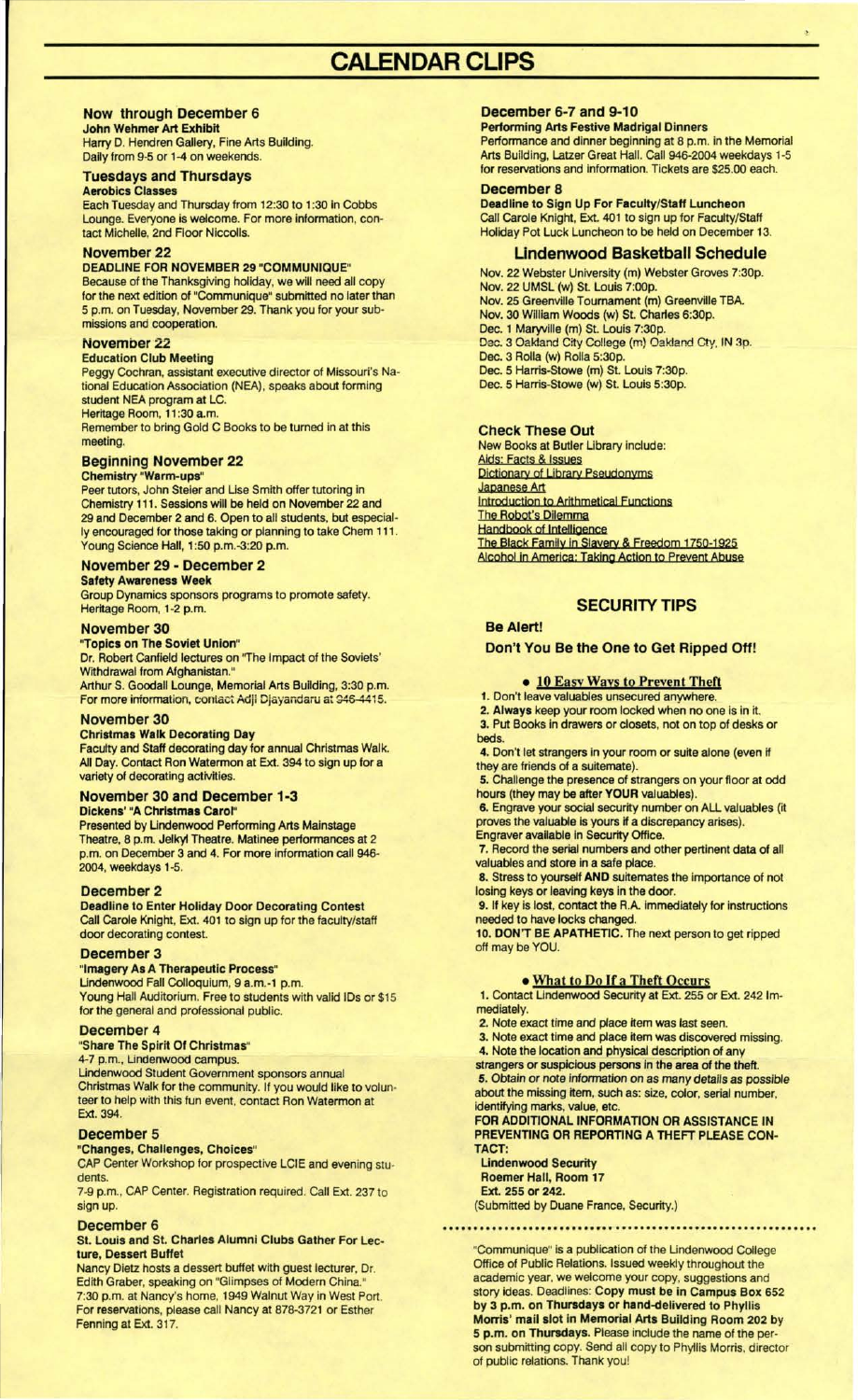# CALENDAR CLIPS

### Now through December 6

**John Wehmer Art Exhibit**

Harry D. Hendren Gallery, Fine Arts Building. Daily from 9-5 or 1-4 on weekends.

### Tuesdays and Thursdays

**Aerobics Classes**

Each Tuesday and Thursday from 12:30 to 1:30 in Cobbs Lounge. Everyone is welcome. For more information, contact Michelle, 2nd Floor Niccolls.

### November 22

**DEADLINE FOR NOVEMBER 29 "COMMUNIQUE"**

Because of the Thanksgiving holiday, we will need all copy for the next edition of "Communique" submitted no later than 5 p.m. on Tuesday, November 29. Thank you for your submissions and cooperation.

### November 22

**Education Club Meeting**

Peggy Cochran, assistant executive director of Missouri's National Education Association (NEA), speaks about forming student NEA program at LC.

Heritage Room, 11:30 a.m.

Remember to bring Gold C Books to be turned in at this meeting.

### Beginning November 22

**Chemistry "Warm-ups"**

Peer tutors, John Steier and Lise Smith offer tutoring in Chemistry 111. Sessions will be held on November 22 and 29 and December 2 and 6. Open to all students, but especially encouraged for those taking or planning to take Chem 111. Young Science Hall, 1:50 p.m.-3:20 p.m.

### November 29 - December 2

**Safety Awareness Week**

Group Dynamics sponsors programs to promote safety. Heritage Room, 1-2 p.m.

### November 30

**"Topics on The Soviet Union"**

Dr. Robert Canfield lectures on "The Impact of the Soviets' Withdrawal from Afghanistan."

Arthur S. Goodall Lounge, Memorial Arts Building, 3:30 p.m. For more information, contact Adji Djayandaru at 946-4415.

### November 30

**Christmas Walk Decorating Day**

Faculty and Staff decorating day for annual Christmas Walk. All Day. Contact Ron Waterman at Ext. 394 to sign up for a variety of decorating activities.

### November 30 and December 1-3

**Dickens' "A Christmas Carol"**

Presented by Lindenwood Performing Arts Mainstage Theatre, 8 p.m. Jelkyl Theatre. Matinee performances at 2 p.m. on December 3 and 4. For more information call 946-2004, weekdays 1-5.

### December 2

**Deadline to Enter Holiday Door Decorating Contest**

Call Carole Knight, Ext. 401 to sign up for the faculty/staff door decorating contest.

### December 3

**"Imagery As A Therapeutic Process"**

Lindenwood Fall Colloquium, 9 a.m.-1 p.m.

Young Hall Auditorium. Free to students with valid IDs or $15 for the general and professional public.

### December 4

**"Share The Spirit Of Christmas"**

4-7 p.m., Lindenwood campus.

Lindenwood Student Government sponsors annual Christmas Walk for the community. If you would like to volunteer to help with this fun event, contact Ron Waterman at Ext. 394.

### December 5

**"Changes, Challenges, Choices"**

CAP Center Workshop for prospective LCIE and evening students.

7-9 p.m., CAP Center. Registration required. Call Ext. 237 to sign up.

### December 6

**St. Louis and St. Charles Alumni Clubs Gather For Lecture, Dessert Buffet**

Nancy Dietz hosts a dessert buffet with guest lecturer, Dr. Edith Graber, speaking on "Glimpses of Modern China." 7:30 p.m. at Nancy's home, 1949 Walnut Way in West Port. For reservations, please call Nancy at 878-3721 or Esther Fenning at Ext. 317.

### December 6-7 and 9-10

**Performing Arts Festive Madrigal Dinners**

Performance and dinner beginning at 8 p.m. in the Memorial Arts Building, Latzer Great Hall. Call 946-2004 weekdays 1-5 for reservations and information. Tickets are $25.00 each.

### December 8

**Deadline to Sign Up For Faculty/Staff Luncheon**

Call Carole Knight, Ext. 401 to sign up for Faculty/Staff Holiday Pot Luck Luncheon to be held on December 13.

## Lindenwood Basketball Schedule

Nov. 22 Webster University (m) Webster Groves 7:30p.
Nov. 22 UMSL (w) St. Louis 7:00p.
Nov. 25 Greenville Tournament (m) Greenville TBA.
Nov. 30 William Woods (w) St. Charles 6:30p.
Dec. 1 Maryville (m) St. Louis 7:30p.
Dec. 3 Oakland City College (m) Oakland Cty, IN 3p.
Dec. 3 Rolla (w) Rolla 5:30p.
Dec. 5 Harris-Stowe (m) St. Louis 7:30p.
Dec. 5 Harris-Stowe (w) St. Louis 5:30p.

### Check These Out

New Books at Butler Library include:

Aids: Facts & Issues
Dictionary of Library Pseudonyms
Japanese Art
Introduction to Arithmetical Functions
The Robot's Dilemma
Handbook of Intelligence
The Black Family in Slavery & Freedom 1750-1925
Alcohol in America: Taking Action to Prevent Abuse

## SECURITY TIPS

**Be Alert!**

**Don't You Be the One to Get Ripped Off!**

**• 10 Easy Ways to Prevent Theft**

1. Don't leave valuables unsecured anywhere.
2. **Always** keep your room locked when no one is in it.
3. Put Books in drawers or closets, not on top of desks or beds.
4. Don't let strangers in your room or suite alone (even if they are friends of a suitemate).
5. Challenge the presence of strangers on your floor at odd hours (they may be after **YOUR** valuables).
6. Engrave your social security number on ALL valuables (it proves the valuable is yours if a discrepancy arises). Engraver available in Security Office.
7. Record the serial numbers and other pertinent data of all valuables and store in a safe place.
8. Stress to yourself **AND** suitemates the importance of not losing keys or leaving keys in the door.
9. If key is lost, contact the R.A. immediately for instructions needed to have locks changed.
10. **DON'T BE APATHETIC.** The next person to get ripped off may be YOU.

**• What to Do If a Theft Occurs**

1. Contact Lindenwood Security at Ext. 255 or Ext. 242 Immediately.
2. Note exact time and place item was last seen.
3. Note exact time and place item was discovered missing.
4. Note the location and physical description of any strangers or suspicious persons in the area of the theft.
5. Obtain or note information on as many details as possible about the missing item, such as: size, color, serial number, identifying marks, value, etc.

**FOR ADDITIONAL INFORMATION OR ASSISTANCE IN PREVENTING OR REPORTING A THEFT PLEASE CONTACT:**

**Lindenwood Security**
**Roemer Hall, Room 17**
**Ext. 255 or 242.**
(Submitted by Duane France, Security.)

"Communique" is a publication of the Lindenwood College Office of Public Relations. Issued weekly throughout the academic year, we welcome your copy, suggestions and story ideas. Deadlines: **Copy must be in Campus Box 652 by 3 p.m. on Thursdays or hand-delivered to Phyllis Morris' mail slot in Memorial Arts Building Room 202 by 5 p.m. on Thursdays.** Please include the name of the person submitting copy. Send all copy to Phyllis Morris, director of public relations. Thank you!